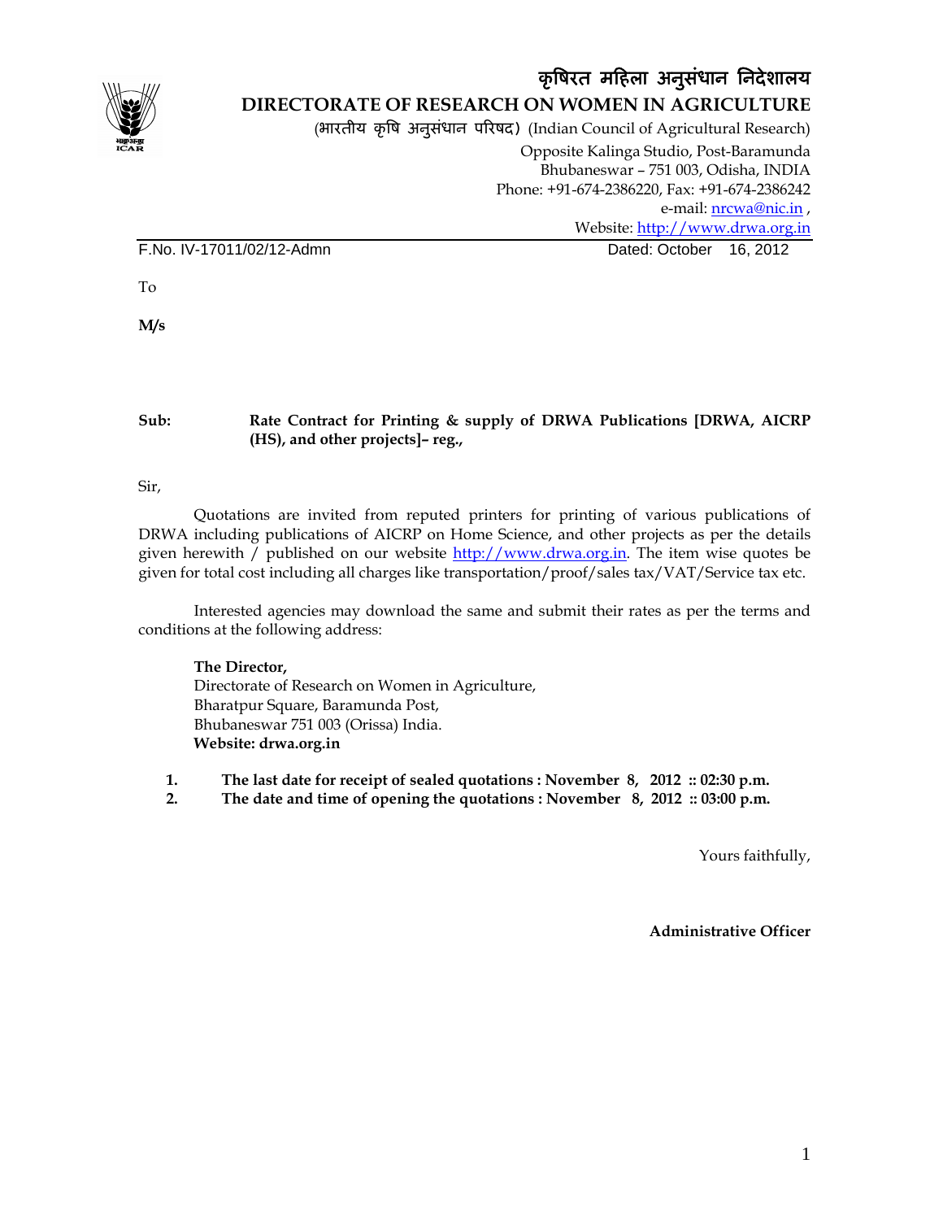# कृषिरत महिला अनुसंधान निदेशालय

## DIRECTORATE OF RESEARCH ON WOMEN IN AGRICULTURE

(भारतीय कृषि अनुसंधान परिषद) (Indian Council of Agricultural Research)

Opposite Kalinga Studio, Post-Baramunda
Bhubaneswar – 751 003, Odisha, INDIA
Phone: +91-674-2386220, Fax: +91-674-2386242
e-mail: nrcwa@nic.in ,
Website: http://www.drwa.org.in

F.No. IV-17011/02/12-Admn  Dated: October 16, 2012

To

**M/s**

**Sub:** **Rate Contract for Printing & supply of DRWA Publications [DRWA, AICRP (HS), and other projects]– reg.,**

Sir,

Quotations are invited from reputed printers for printing of various publications of DRWA including publications of AICRP on Home Science, and other projects as per the details given herewith / published on our website http://www.drwa.org.in. The item wise quotes be given for total cost including all charges like transportation/proof/sales tax/VAT/Service tax etc.

Interested agencies may download the same and submit their rates as per the terms and conditions at the following address:

**The Director,**
Directorate of Research on Women in Agriculture,
Bharatpur Square, Baramunda Post,
Bhubaneswar 751 003 (Orissa) India.
**Website: drwa.org.in**

1. **The last date for receipt of sealed quotations : November 8, 2012 :: 02:30 p.m.**
2. **The date and time of opening the quotations : November 8, 2012 :: 03:00 p.m.**

Yours faithfully,

**Administrative Officer**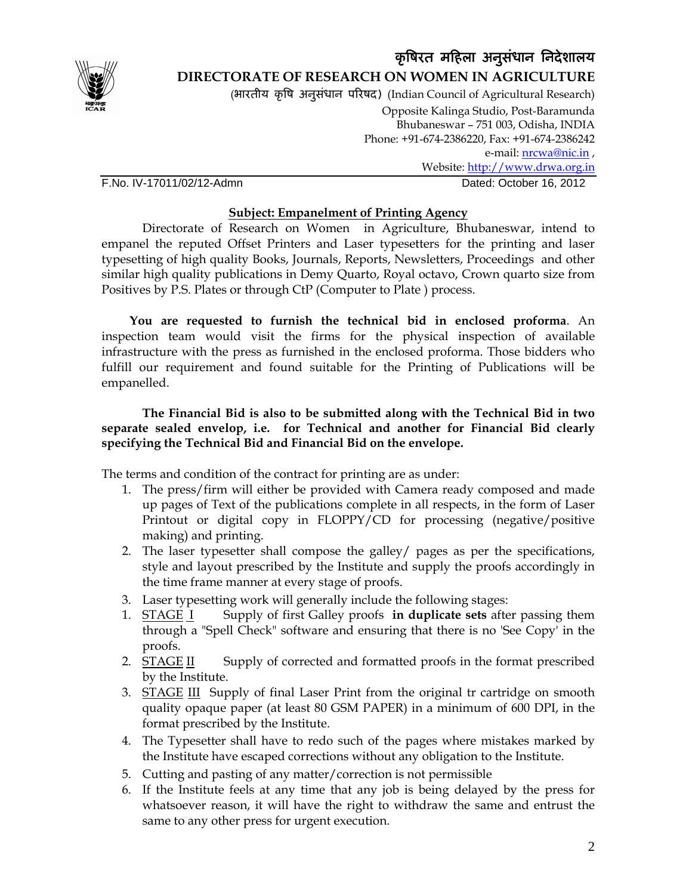# कृषिरत महिला अनुसंधान निदेशालय

## DIRECTORATE OF RESEARCH ON WOMEN IN AGRICULTURE

(भारतीय कृषि अनुसंधान परिषद) (Indian Council of Agricultural Research)

Opposite Kalinga Studio, Post-Baramunda
Bhubaneswar – 751 003, Odisha, INDIA
Phone: +91-674-2386220, Fax: +91-674-2386242
e-mail: nrcwa@nic.in ,
Website: http://www.drwa.org.in

F.No. IV-17011/02/12-Admn Dated: October 16, 2012

**Subject: Empanelment of Printing Agency**

Directorate of Research on Women in Agriculture, Bhubaneswar, intend to empanel the reputed Offset Printers and Laser typesetters for the printing and laser typesetting of high quality Books, Journals, Reports, Newsletters, Proceedings and other similar high quality publications in Demy Quarto, Royal octavo, Crown quarto size from Positives by P.S. Plates or through CtP (Computer to Plate ) process.

**You are requested to furnish the technical bid in enclosed proforma**. An inspection team would visit the firms for the physical inspection of available infrastructure with the press as furnished in the enclosed proforma. Those bidders who fulfill our requirement and found suitable for the Printing of Publications will be empanelled.

**The Financial Bid is also to be submitted along with the Technical Bid in two separate sealed envelop, i.e. for Technical and another for Financial Bid clearly specifying the Technical Bid and Financial Bid on the envelope.**

The terms and condition of the contract for printing are as under:

1. The press/firm will either be provided with Camera ready composed and made up pages of Text of the publications complete in all respects, in the form of Laser Printout or digital copy in FLOPPY/CD for processing (negative/positive making) and printing.
2. The laser typesetter shall compose the galley/ pages as per the specifications, style and layout prescribed by the Institute and supply the proofs accordingly in the time frame manner at every stage of proofs.
3. Laser typesetting work will generally include the following stages:
   1. STAGE I Supply of first Galley proofs **in duplicate sets** after passing them through a "Spell Check" software and ensuring that there is no 'See Copy' in the proofs.
   2. STAGE II Supply of corrected and formatted proofs in the format prescribed by the Institute.
   3. STAGE III Supply of final Laser Print from the original tr cartridge on smooth quality opaque paper (at least 80 GSM PAPER) in a minimum of 600 DPI, in the format prescribed by the Institute.
4. The Typesetter shall have to redo such of the pages where mistakes marked by the Institute have escaped corrections without any obligation to the Institute.
5. Cutting and pasting of any matter/correction is not permissible
6. If the Institute feels at any time that any job is being delayed by the press for whatsoever reason, it will have the right to withdraw the same and entrust the same to any other press for urgent execution.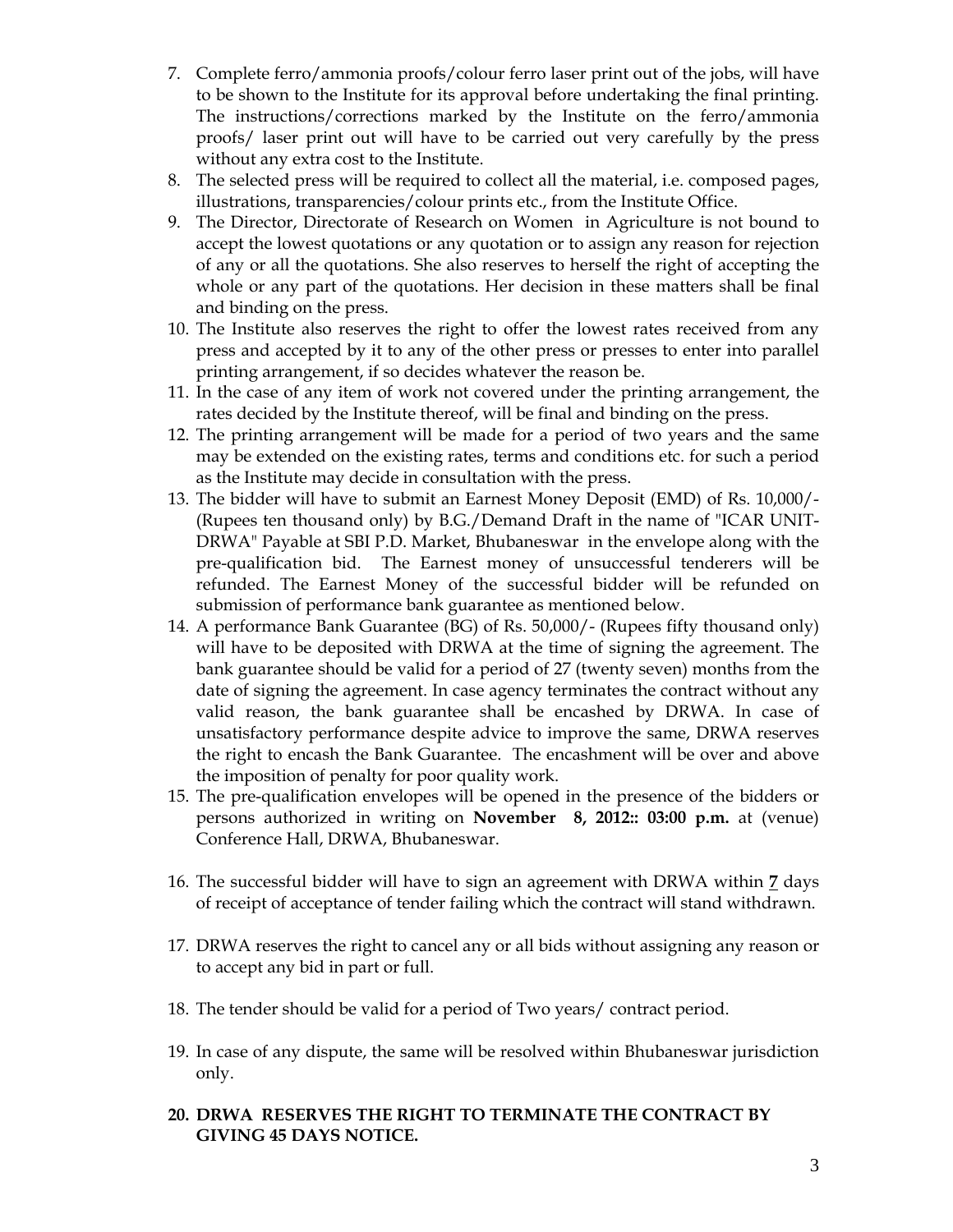7. Complete ferro/ammonia proofs/colour ferro laser print out of the jobs, will have to be shown to the Institute for its approval before undertaking the final printing. The instructions/corrections marked by the Institute on the ferro/ammonia proofs/ laser print out will have to be carried out very carefully by the press without any extra cost to the Institute.
8. The selected press will be required to collect all the material, i.e. composed pages, illustrations, transparencies/colour prints etc., from the Institute Office.
9. The Director, Directorate of Research on Women in Agriculture is not bound to accept the lowest quotations or any quotation or to assign any reason for rejection of any or all the quotations. She also reserves to herself the right of accepting the whole or any part of the quotations. Her decision in these matters shall be final and binding on the press.
10. The Institute also reserves the right to offer the lowest rates received from any press and accepted by it to any of the other press or presses to enter into parallel printing arrangement, if so decides whatever the reason be.
11. In the case of any item of work not covered under the printing arrangement, the rates decided by the Institute thereof, will be final and binding on the press.
12. The printing arrangement will be made for a period of two years and the same may be extended on the existing rates, terms and conditions etc. for such a period as the Institute may decide in consultation with the press.
13. The bidder will have to submit an Earnest Money Deposit (EMD) of Rs. 10,000/- (Rupees ten thousand only) by B.G./Demand Draft in the name of "ICAR UNIT-DRWA" Payable at SBI P.D. Market, Bhubaneswar in the envelope along with the pre-qualification bid. The Earnest money of unsuccessful tenderers will be refunded. The Earnest Money of the successful bidder will be refunded on submission of performance bank guarantee as mentioned below.
14. A performance Bank Guarantee (BG) of Rs. 50,000/- (Rupees fifty thousand only) will have to be deposited with DRWA at the time of signing the agreement. The bank guarantee should be valid for a period of 27 (twenty seven) months from the date of signing the agreement. In case agency terminates the contract without any valid reason, the bank guarantee shall be encashed by DRWA. In case of unsatisfactory performance despite advice to improve the same, DRWA reserves the right to encash the Bank Guarantee. The encashment will be over and above the imposition of penalty for poor quality work.
15. The pre-qualification envelopes will be opened in the presence of the bidders or persons authorized in writing on **November 8, 2012:: 03:00 p.m.** at (venue) Conference Hall, DRWA, Bhubaneswar.
16. The successful bidder will have to sign an agreement with DRWA within **7** days of receipt of acceptance of tender failing which the contract will stand withdrawn.
17. DRWA reserves the right to cancel any or all bids without assigning any reason or to accept any bid in part or full.
18. The tender should be valid for a period of Two years/ contract period.
19. In case of any dispute, the same will be resolved within Bhubaneswar jurisdiction only.
20. **DRWA RESERVES THE RIGHT TO TERMINATE THE CONTRACT BY GIVING 45 DAYS NOTICE.**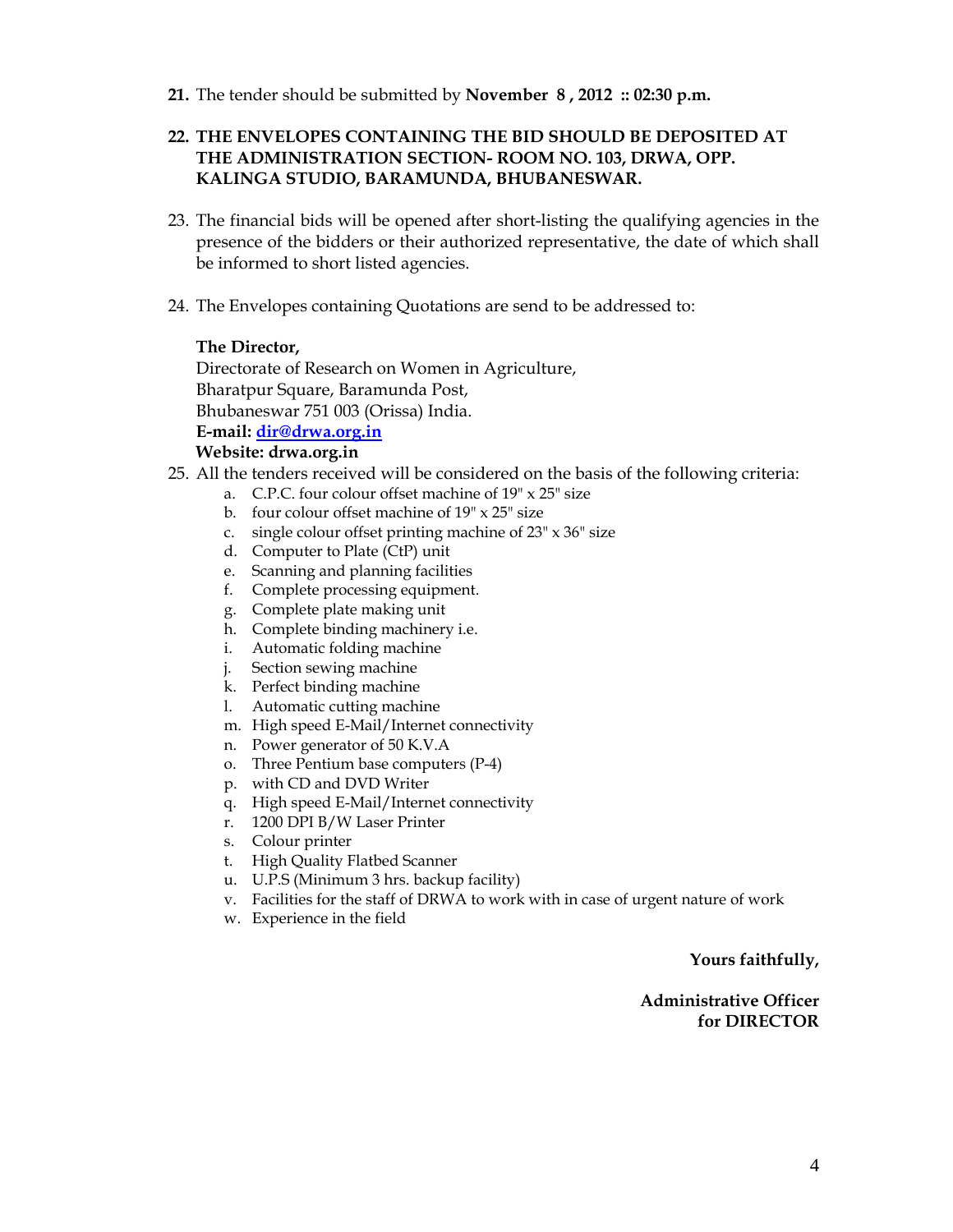21. The tender should be submitted by **November 8 , 2012 :: 02:30 p.m.**

22. **THE ENVELOPES CONTAINING THE BID SHOULD BE DEPOSITED AT THE ADMINISTRATION SECTION- ROOM NO. 103, DRWA, OPP. KALINGA STUDIO, BARAMUNDA, BHUBANESWAR.**

23. The financial bids will be opened after short-listing the qualifying agencies in the presence of the bidders or their authorized representative, the date of which shall be informed to short listed agencies.

24. The Envelopes containing Quotations are send to be addressed to:

    **The Director,**
    Directorate of Research on Women in Agriculture,
    Bharatpur Square, Baramunda Post,
    Bhubaneswar 751 003 (Orissa) India.
    **E-mail: dir@drwa.org.in**
    **Website: drwa.org.in**

25. All the tenders received will be considered on the basis of the following criteria:
    a. C.P.C. four colour offset machine of 19" x 25" size
    b. four colour offset machine of 19" x 25" size
    c. single colour offset printing machine of 23" x 36" size
    d. Computer to Plate (CtP) unit
    e. Scanning and planning facilities
    f. Complete processing equipment.
    g. Complete plate making unit
    h. Complete binding machinery i.e.
    i. Automatic folding machine
    j. Section sewing machine
    k. Perfect binding machine
    l. Automatic cutting machine
    m. High speed E-Mail/Internet connectivity
    n. Power generator of 50 K.V.A
    o. Three Pentium base computers (P-4)
    p. with CD and DVD Writer
    q. High speed E-Mail/Internet connectivity
    r. 1200 DPI B/W Laser Printer
    s. Colour printer
    t. High Quality Flatbed Scanner
    u. U.P.S (Minimum 3 hrs. backup facility)
    v. Facilities for the staff of DRWA to work with in case of urgent nature of work
    w. Experience in the field

**Yours faithfully,**

**Administrative Officer**
**for DIRECTOR**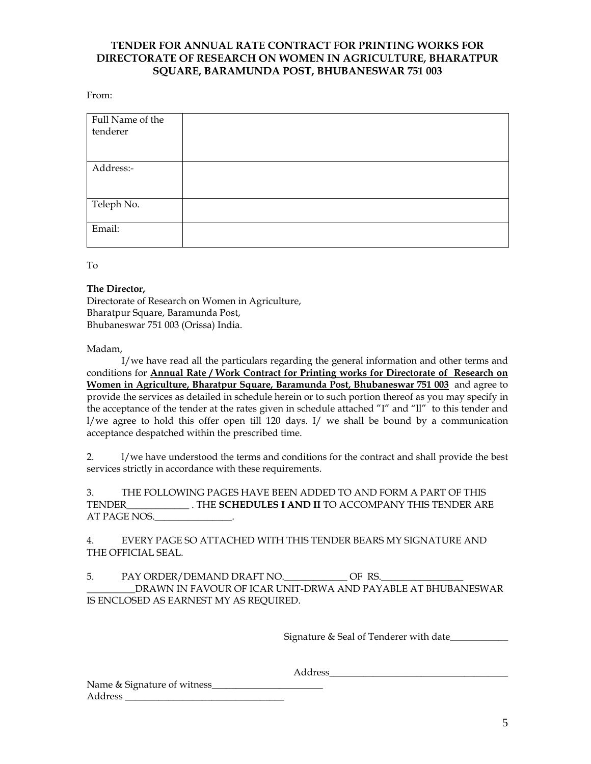**TENDER FOR ANNUAL RATE CONTRACT FOR PRINTING WORKS FOR DIRECTORATE OF RESEARCH ON WOMEN IN AGRICULTURE, BHARATPUR SQUARE, BARAMUNDA POST, BHUBANESWAR 751 003**

From:

| Full Name of the tenderer | |
|---|---|
| Address:- | |
| Teleph No. | |
| Email: | |

To

**The Director,**
Directorate of Research on Women in Agriculture,
Bharatpur Square, Baramunda Post,
Bhubaneswar 751 003 (Orissa) India.

Madam,

I/we have read all the particulars regarding the general information and other terms and conditions for **Annual Rate / Work Contract for Printing works for Directorate of Research on Women in Agriculture, Bharatpur Square, Baramunda Post, Bhubaneswar 751 003** and agree to provide the services as detailed in schedule herein or to such portion thereof as you may specify in the acceptance of the tender at the rates given in schedule attached "I" and "ll" to this tender and l/we agree to hold this offer open till 120 days. I/ we shall be bound by a communication acceptance despatched within the prescribed time.

2. l/we have understood the terms and conditions for the contract and shall provide the best services strictly in accordance with these requirements.

3. THE FOLLOWING PAGES HAVE BEEN ADDED TO AND FORM A PART OF THIS TENDER_____________ . THE **SCHEDULES I AND II** TO ACCOMPANY THIS TENDER ARE AT PAGE NOS.________________.

4. EVERY PAGE SO ATTACHED WITH THIS TENDER BEARS MY SIGNATURE AND THE OFFICIAL SEAL.

5. PAY ORDER/DEMAND DRAFT NO._____________ OF RS._________________ __________DRAWN IN FAVOUR OF ICAR UNIT-DRWA AND PAYABLE AT BHUBANESWAR IS ENCLOSED AS EARNEST MY AS REQUIRED.

Signature & Seal of Tenderer with date____________

Address_____________________________________

Name & Signature of witness______________________
Address ________________________________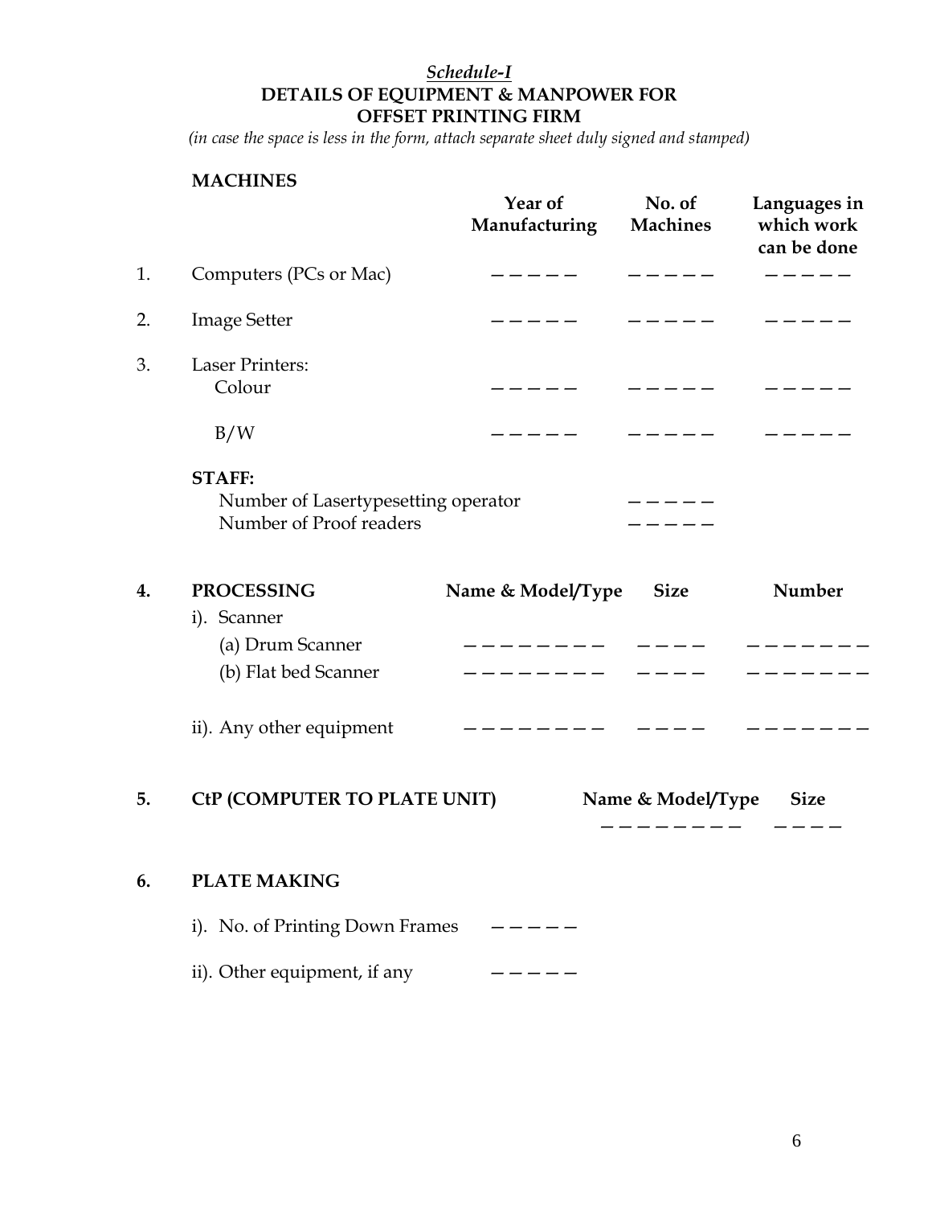*Schedule-I*

**DETAILS OF EQUIPMENT & MANPOWER FOR OFFSET PRINTING FIRM**

*(in case the space is less in the form, attach separate sheet duly signed and stamped)*

**MACHINES**

| | | Year of Manufacturing | No. of Machines | Languages in which work can be done |
|---|---|---|---|---|
| 1. | Computers (PCs or Mac) | ————— | ————— | ————— |
| 2. | Image Setter | ————— | ————— | ————— |
| 3. | Laser Printers: | | | |
| | Colour | ————— | ————— | ————— |
| | B/W | ————— | ————— | ————— |

**STAFF:**

| | |
|---|---|
| Number of Lasertypesetting operator | ————— |
| Number of Proof readers | ————— |

| | **4. PROCESSING** | **Name & Model/Type** | **Size** | **Number** |
|---|---|---|---|---|
| i). | Scanner | | | |
| | (a) Drum Scanner | ————————— | ———— | ———————— |
| | (b) Flat bed Scanner | ————————— | ———— | ———————— |
| ii). | Any other equipment | ————————— | ———— | ———————— |

| **5. CtP (COMPUTER TO PLATE UNIT)** | **Name & Model/Type** | **Size** |
|---|---|---|
| | ————————— | ———— |

**6. PLATE MAKING**

i). No. of Printing Down Frames —————

ii). Other equipment, if any —————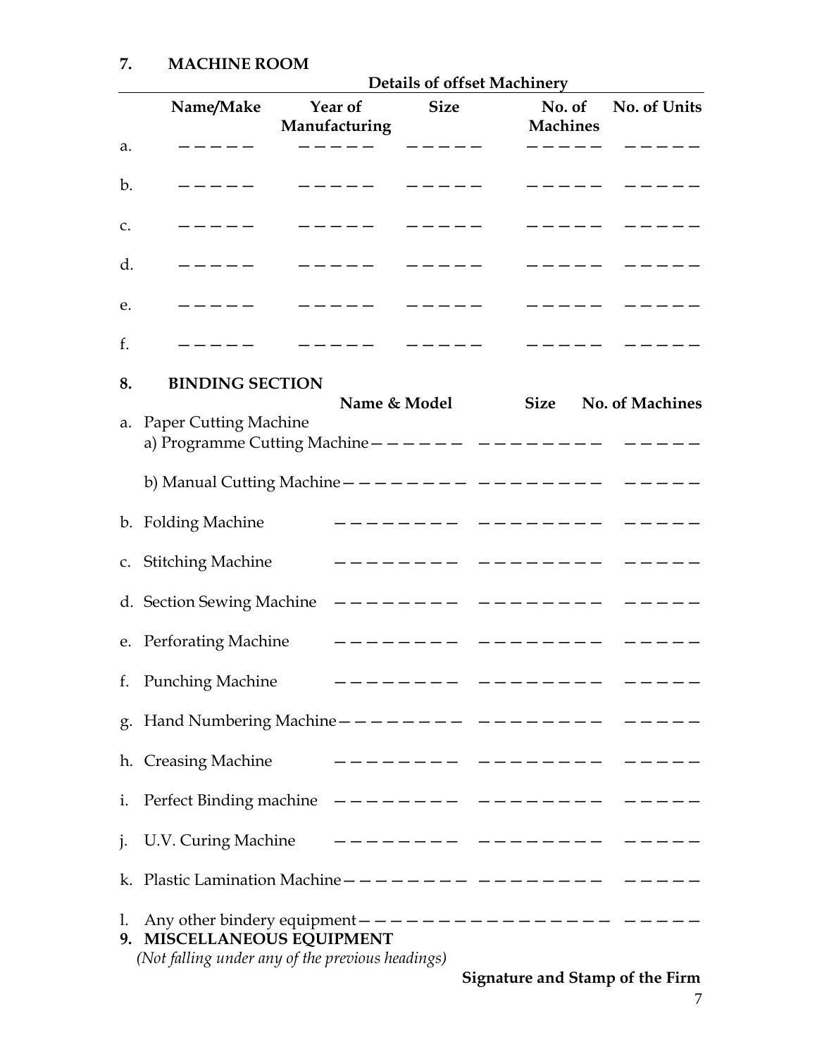## 7. MACHINE ROOM

**Details of offset Machinery**

| | Name/Make | Year of Manufacturing | Size | No. of Machines | No. of Units |
|---|---|---|---|---|---|
| a. | ––––– | ––––– | ––––– | ––––– | ––––– |
| b. | ––––– | ––––– | ––––– | ––––– | ––––– |
| c. | ––––– | ––––– | ––––– | ––––– | ––––– |
| d. | ––––– | ––––– | ––––– | ––––– | ––––– |
| e. | ––––– | ––––– | ––––– | ––––– | ––––– |
| f. | ––––– | ––––– | ––––– | ––––– | ––––– |

## 8. BINDING SECTION

| | | Name & Model | Size | No. of Machines |
|---|---|---|---|---|
| a. | Paper Cutting Machine | | | |
| | a) Programme Cutting Machine | –––––– | –––––––– | ––––– |
| | b) Manual Cutting Machine | –––––––– | –––––––– | ––––– |
| b. | Folding Machine | –––––––– | –––––––– | ––––– |
| c. | Stitching Machine | –––––––– | –––––––– | ––––– |
| d. | Section Sewing Machine | –––––––– | –––––––– | ––––– |
| e. | Perforating Machine | –––––––– | –––––––– | ––––– |
| f. | Punching Machine | –––––––– | –––––––– | ––––– |
| g. | Hand Numbering Machine | –––––––– | –––––––– | ––––– |
| h. | Creasing Machine | –––––––– | –––––––– | ––––– |
| i. | Perfect Binding machine | –––––––– | –––––––– | ––––– |
| j. | U.V. Curing Machine | –––––––– | –––––––– | ––––– |
| k. | Plastic Lamination Machine | –––––––– | –––––––– | ––––– |
| l. | Any other bindery equipment | –––––––––––––––– | | ––––– |

## 9. MISCELLANEOUS EQUIPMENT

*(Not falling under any of the previous headings)*

**Signature and Stamp of the Firm**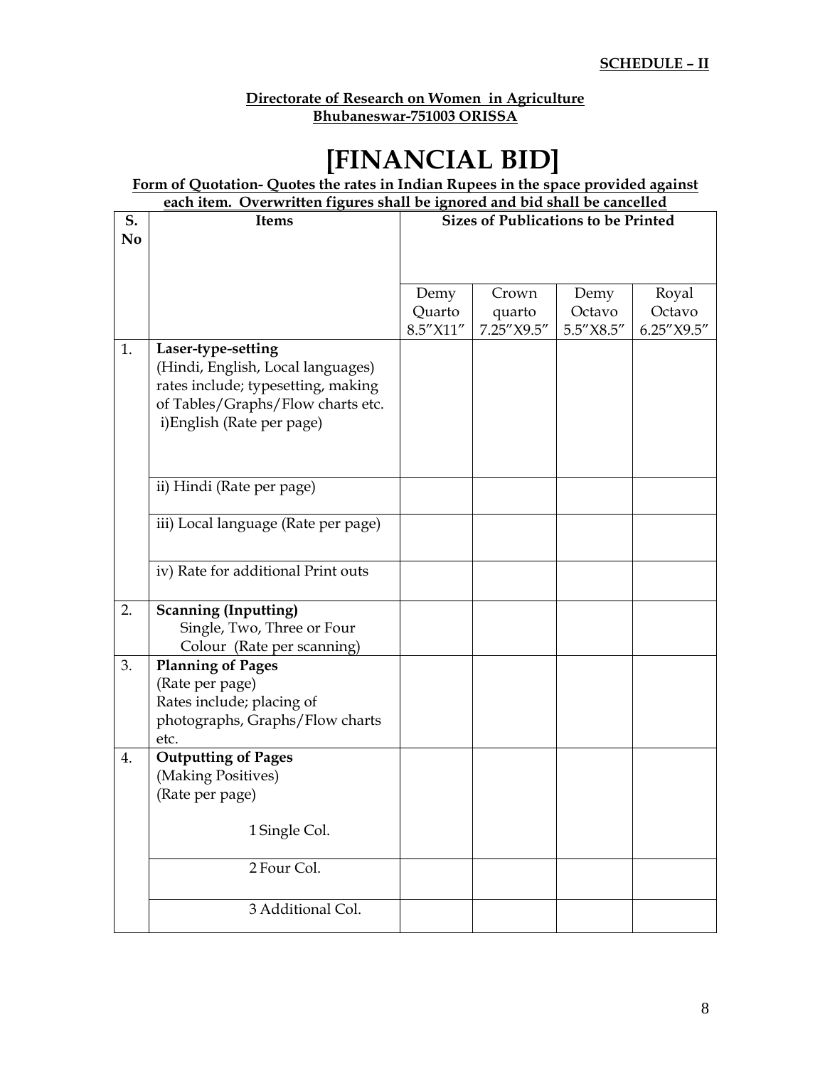**SCHEDULE – II**

**Directorate of Research on Women in Agriculture**
**Bhubaneswar-751003 ORISSA**

# [FINANCIAL BID]

**Form of Quotation- Quotes the rates in Indian Rupees in the space provided against each item. Overwritten figures shall be ignored and bid shall be cancelled**

| S. No | Items | Sizes of Publications to be Printed | | | |
|---|---|---|---|---|---|
| | | Demy Quarto 8.5″X11″ | Crown quarto 7.25″X9.5″ | Demy Octavo 5.5″X8.5″ | Royal Octavo 6.25″X9.5″ |
| 1. | **Laser-type-setting** (Hindi, English, Local languages) rates include; typesetting, making of Tables/Graphs/Flow charts etc. i)English (Rate per page) | | | | |
| | ii) Hindi (Rate per page) | | | | |
| | iii) Local language (Rate per page) | | | | |
| | iv) Rate for additional Print outs | | | | |
| 2. | **Scanning (Inputting)** Single, Two, Three or Four Colour (Rate per scanning) | | | | |
| 3. | **Planning of Pages** (Rate per page) Rates include; placing of photographs, Graphs/Flow charts etc. | | | | |
| 4. | **Outputting of Pages** (Making Positives) (Rate per page) 1 Single Col. | | | | |
| | 2 Four Col. | | | | |
| | 3 Additional Col. | | | | |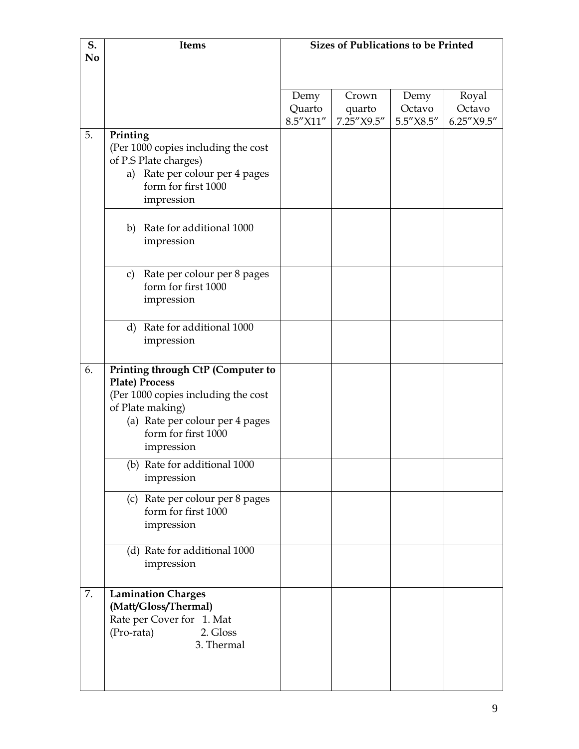| S. No | Items | Sizes of Publications to be Printed | | | |
|---|---|---|---|---|---|
| | | Demy Quarto 8.5″X11″ | Crown quarto 7.25″X9.5″ | Demy Octavo 5.5″X8.5″ | Royal Octavo 6.25″X9.5″ |
| 5. | **Printing**<br>(Per 1000 copies including the cost of P.S Plate charges)<br>a) Rate per colour per 4 pages form for first 1000 impression | | | | |
| | b) Rate for additional 1000 impression | | | | |
| | c) Rate per colour per 8 pages form for first 1000 impression | | | | |
| | d) Rate for additional 1000 impression | | | | |
| 6. | **Printing through CtP (Computer to Plate) Process**<br>(Per 1000 copies including the cost of Plate making)<br>(a) Rate per colour per 4 pages form for first 1000 impression | | | | |
| | (b) Rate for additional 1000 impression | | | | |
| | (c) Rate per colour per 8 pages form for first 1000 impression | | | | |
| | (d) Rate for additional 1000 impression | | | | |
| 7. | **Lamination Charges (Matt/Gloss/Thermal)**<br>Rate per Cover for 1. Mat<br>(Pro-rata) 2. Gloss<br>3. Thermal | | | | |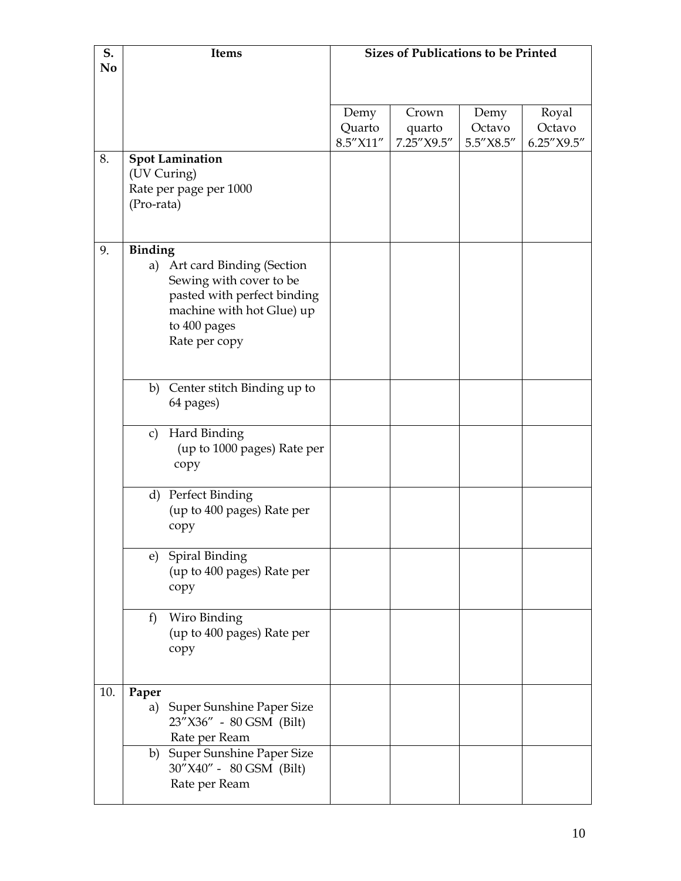| S. No | Items | Sizes of Publications to be Printed | | | |
|---|---|---|---|---|---|
| | | Demy Quarto 8.5″X11″ | Crown quarto 7.25″X9.5″ | Demy Octavo 5.5″X8.5″ | Royal Octavo 6.25″X9.5″ |
| 8. | **Spot Lamination** (UV Curing) Rate per page per 1000 (Pro-rata) | | | | |
| 9. | **Binding** a) Art card Binding (Section Sewing with cover to be pasted with perfect binding machine with hot Glue) up to 400 pages Rate per copy | | | | |
| | b) Center stitch Binding up to 64 pages) | | | | |
| | c) Hard Binding (up to 1000 pages) Rate per copy | | | | |
| | d) Perfect Binding (up to 400 pages) Rate per copy | | | | |
| | e) Spiral Binding (up to 400 pages) Rate per copy | | | | |
| | f) Wiro Binding (up to 400 pages) Rate per copy | | | | |
| 10. | **Paper** a) Super Sunshine Paper Size 23″X36″ - 80 GSM (Bilt) Rate per Ream | | | | |
| | b) Super Sunshine Paper Size 30″X40″ - 80 GSM (Bilt) Rate per Ream | | | | |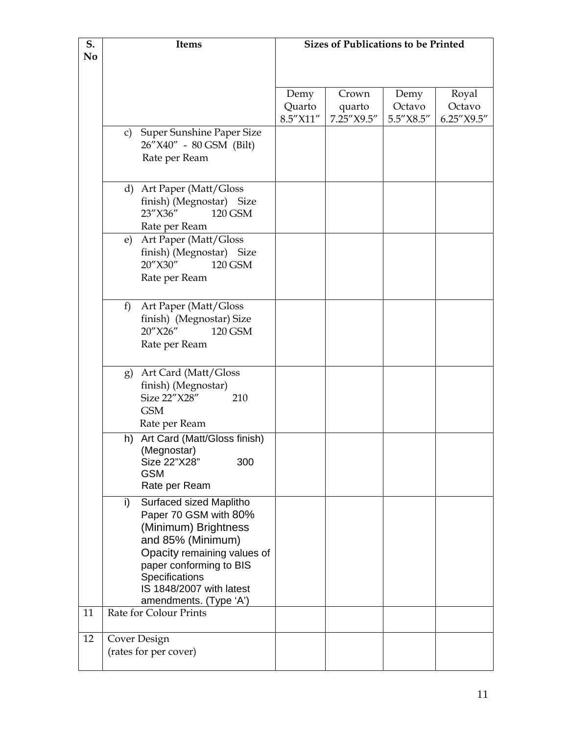| S. No | Items | Sizes of Publications to be Printed | | | |
|---|---|---|---|---|---|
| | | Demy Quarto 8.5″X11″ | Crown quarto 7.25″X9.5″ | Demy Octavo 5.5″X8.5″ | Royal Octavo 6.25″X9.5″ |
| | c) Super Sunshine Paper Size 26″X40″ - 80 GSM (Bilt) Rate per Ream | | | | |
| | d) Art Paper (Matt/Gloss finish) (Megnostar) Size 23″X36″ 120 GSM Rate per Ream | | | | |
| | e) Art Paper (Matt/Gloss finish) (Megnostar) Size 20″X30″ 120 GSM Rate per Ream | | | | |
| | f) Art Paper (Matt/Gloss finish) (Megnostar) Size 20″X26″ 120 GSM Rate per Ream | | | | |
| | g) Art Card (Matt/Gloss finish) (Megnostar) Size 22″X28″ 210 GSM Rate per Ream | | | | |
| | h) Art Card (Matt/Gloss finish) (Megnostar) Size 22"X28" 300 GSM Rate per Ream | | | | |
| | i) Surfaced sized Maplitho Paper 70 GSM with 80% (Minimum) Brightness and 85% (Minimum) Opacity remaining values of paper conforming to BIS Specifications IS 1848/2007 with latest amendments. (Type 'A') | | | | |
| 11 | Rate for Colour Prints | | | | |
| 12 | Cover Design (rates for per cover) | | | | |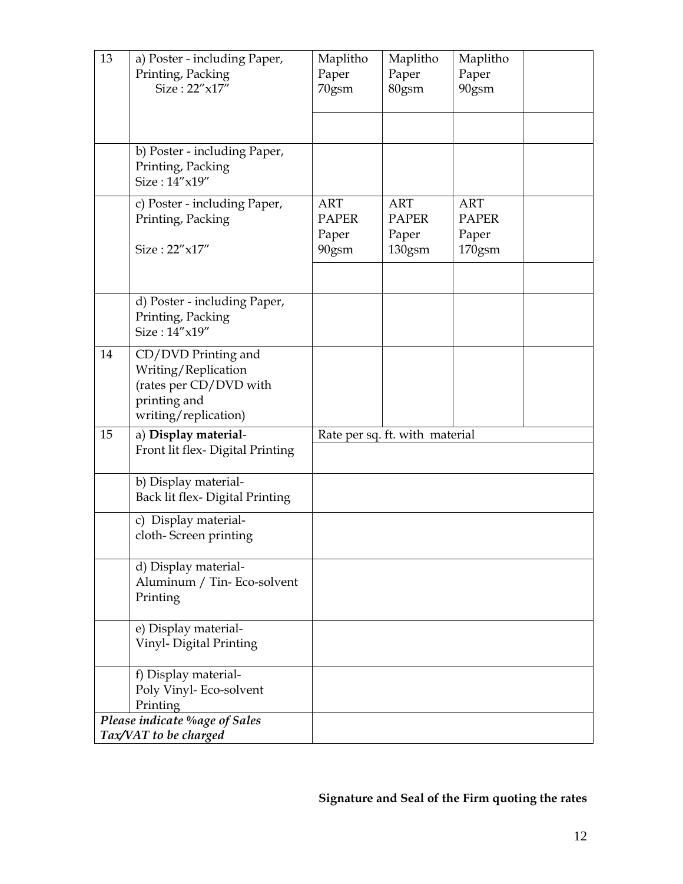| | | | | | |
|---|---|---|---|---|---|
| 13 | a) Poster - including Paper, Printing, Packing Size : 22"x17" | Maplitho Paper 70gsm | Maplitho Paper 80gsm | Maplitho Paper 90gsm | |
| | | | | | |
| | b) Poster - including Paper, Printing, Packing Size : 14"x19" | | | | |
| | c) Poster - including Paper, Printing, Packing Size : 22"x17" | ART PAPER Paper 90gsm | ART PAPER Paper 130gsm | ART PAPER Paper 170gsm | |
| | | | | | |
| | d) Poster - including Paper, Printing, Packing Size : 14"x19" | | | | |
| 14 | CD/DVD Printing and Writing/Replication (rates per CD/DVD with printing and writing/replication) | | | | |
| 15 | a) **Display material**- Front lit flex- Digital Printing | Rate per sq. ft. with material | | | |
| | b) Display material- Back lit flex- Digital Printing | | | | |
| | c) Display material- cloth- Screen printing | | | | |
| | d) Display material- Aluminum / Tin- Eco-solvent Printing | | | | |
| | e) Display material- Vinyl- Digital Printing | | | | |
| | f) Display material- Poly Vinyl- Eco-solvent Printing | | | | |
| ***Please indicate %age of Sales Tax/VAT to be charged*** | | | | | |

**Signature and Seal of the Firm quoting the rates**